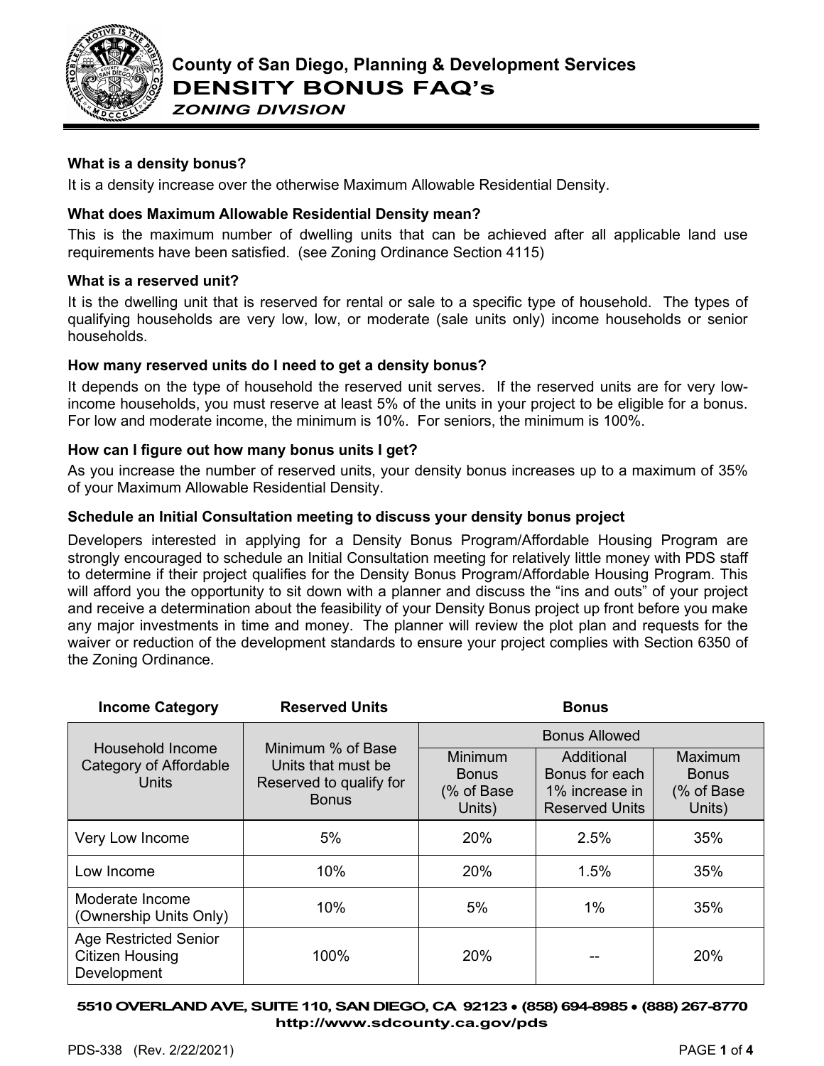# County of San Diego, Planning & Development Services

## DENSITY BONUS FAQ's

### *ZONING DIVISION*

**What is a density bonus?**

It is a density increase over the otherwise Maximum Allowable Residential Density.

**What does Maximum Allowable Residential Density mean?**

This is the maximum number of dwelling units that can be achieved after all applicable land use requirements have been satisfied. (see Zoning Ordinance Section 4115)

**What is a reserved unit?**

It is the dwelling unit that is reserved for rental or sale to a specific type of household. The types of qualifying households are very low, low, or moderate (sale units only) income households or senior households.

**How many reserved units do I need to get a density bonus?**

It depends on the type of household the reserved unit serves. If the reserved units are for very low-income households, you must reserve at least 5% of the units in your project to be eligible for a bonus. For low and moderate income, the minimum is 10%. For seniors, the minimum is 100%.

**How can I figure out how many bonus units I get?**

As you increase the number of reserved units, your density bonus increases up to a maximum of 35% of your Maximum Allowable Residential Density.

**Schedule an Initial Consultation meeting to discuss your density bonus project**

Developers interested in applying for a Density Bonus Program/Affordable Housing Program are strongly encouraged to schedule an Initial Consultation meeting for relatively little money with PDS staff to determine if their project qualifies for the Density Bonus Program/Affordable Housing Program. This will afford you the opportunity to sit down with a planner and discuss the "ins and outs" of your project and receive a determination about the feasibility of your Density Bonus project up front before you make any major investments in time and money. The planner will review the plot plan and requests for the waiver or reduction of the development standards to ensure your project complies with Section 6350 of the Zoning Ordinance.

| **Income Category** | **Reserved Units** | **Bonus** | | |
|---|---|---|---|---|
| Household Income Category of Affordable Units | Minimum % of Base Units that must be Reserved to qualify for Bonus | Bonus Allowed | | |
| | | Minimum Bonus (% of Base Units) | Additional Bonus for each 1% increase in Reserved Units | Maximum Bonus (% of Base Units) |
| Very Low Income | 5% | 20% | 2.5% | 35% |
| Low Income | 10% | 20% | 1.5% | 35% |
| Moderate Income (Ownership Units Only) | 10% | 5% | 1% | 35% |
| Age Restricted Senior Citizen Housing Development | 100% | 20% | -- | 20% |

**5510 OVERLAND AVE, SUITE 110, SAN DIEGO, CA 92123 • (858) 694-8985 • (888) 267-8770**
**http://www.sdcounty.ca.gov/pds**

PDS-338 (Rev. 2/22/2021)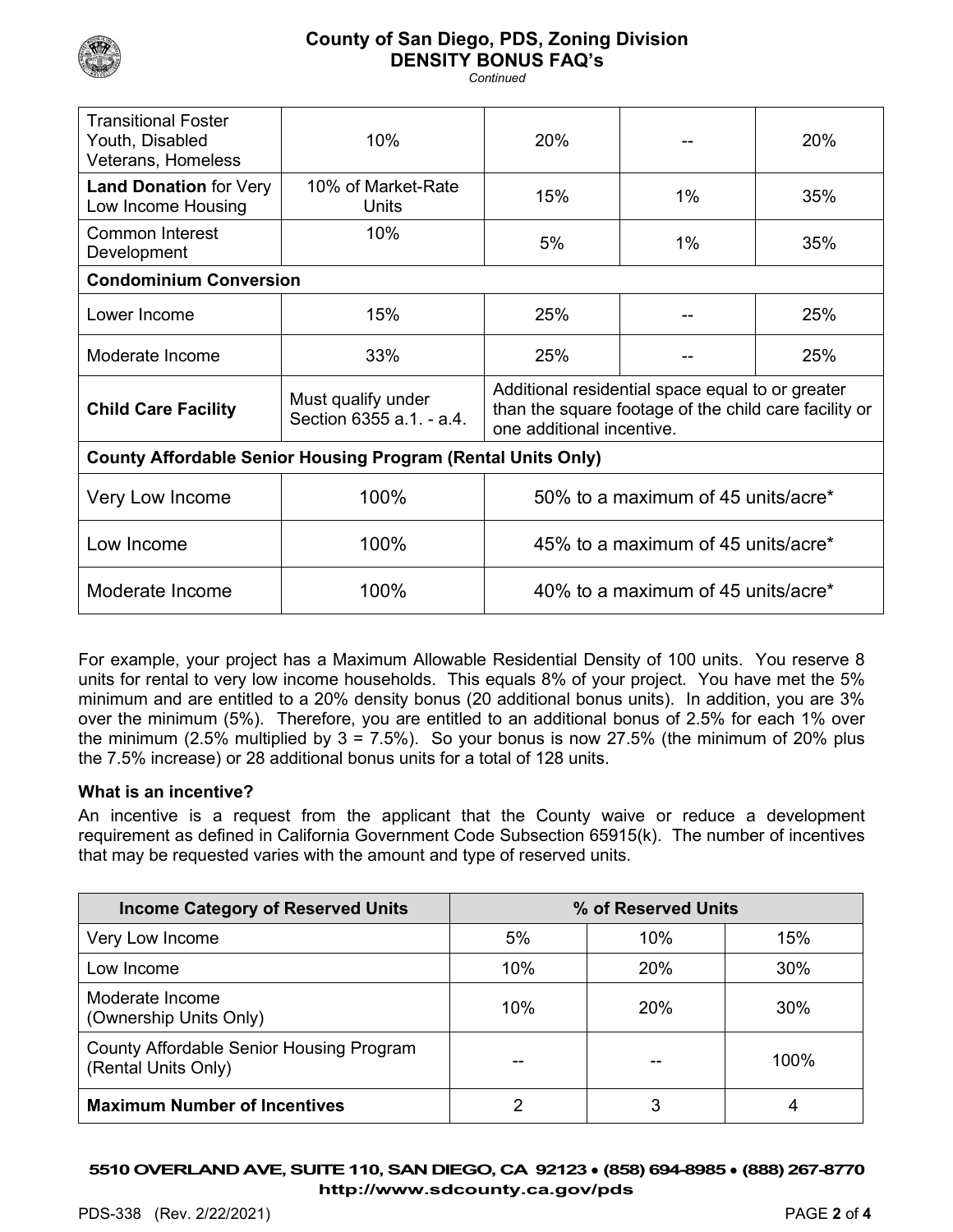| | | | | |
|---|---|---|---|---|
| Transitional Foster Youth, Disabled Veterans, Homeless | 10% | 20% | -- | 20% |
| **Land Donation** for Very Low Income Housing | 10% of Market-Rate Units | 15% | 1% | 35% |
| Common Interest Development | 10% | 5% | 1% | 35% |
| **Condominium Conversion** | | | | |
| Lower Income | 15% | 25% | -- | 25% |
| Moderate Income | 33% | 25% | -- | 25% |
| **Child Care Facility** | Must qualify under Section 6355 a.1. - a.4. | Additional residential space equal to or greater than the square footage of the child care facility or one additional incentive. | | |
| **County Affordable Senior Housing Program (Rental Units Only)** | | | | |
| Very Low Income | 100% | 50% to a maximum of 45 units/acre* | | |
| Low Income | 100% | 45% to a maximum of 45 units/acre* | | |
| Moderate Income | 100% | 40% to a maximum of 45 units/acre* | | |

For example, your project has a Maximum Allowable Residential Density of 100 units. You reserve 8 units for rental to very low income households. This equals 8% of your project. You have met the 5% minimum and are entitled to a 20% density bonus (20 additional bonus units). In addition, you are 3% over the minimum (5%). Therefore, you are entitled to an additional bonus of 2.5% for each 1% over the minimum (2.5% multiplied by 3 = 7.5%). So your bonus is now 27.5% (the minimum of 20% plus the 7.5% increase) or 28 additional bonus units for a total of 128 units.

### What is an incentive?

An incentive is a request from the applicant that the County waive or reduce a development requirement as defined in California Government Code Subsection 65915(k). The number of incentives that may be requested varies with the amount and type of reserved units.

| Income Category of Reserved Units | % of Reserved Units | | |
|---|---|---|---|
| Very Low Income | 5% | 10% | 15% |
| Low Income | 10% | 20% | 30% |
| Moderate Income (Ownership Units Only) | 10% | 20% | 30% |
| County Affordable Senior Housing Program (Rental Units Only) | -- | -- | 100% |
| **Maximum Number of Incentives** | 2 | 3 | 4 |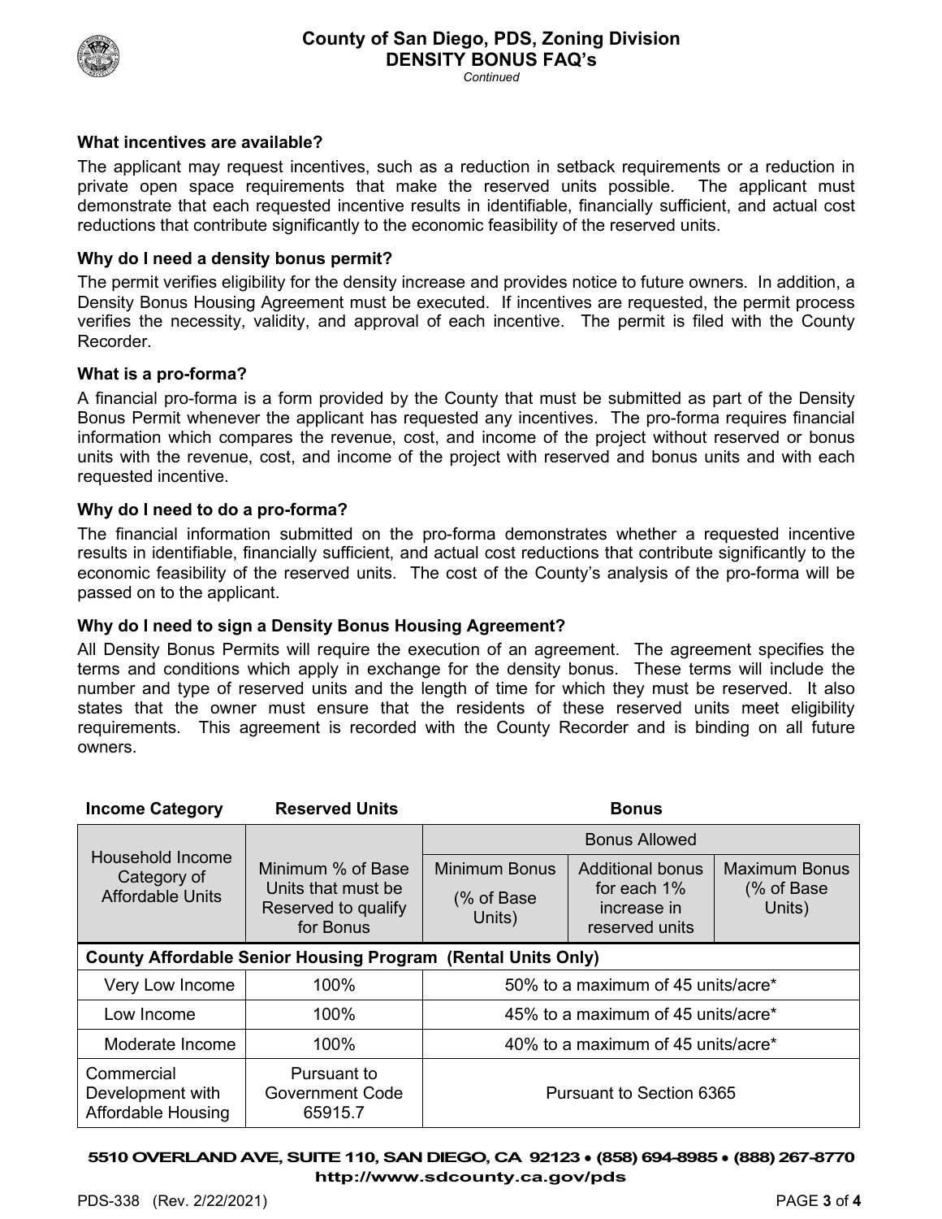### What incentives are available?

The applicant may request incentives, such as a reduction in setback requirements or a reduction in private open space requirements that make the reserved units possible. The applicant must demonstrate that each requested incentive results in identifiable, financially sufficient, and actual cost reductions that contribute significantly to the economic feasibility of the reserved units.

### Why do I need a density bonus permit?

The permit verifies eligibility for the density increase and provides notice to future owners. In addition, a Density Bonus Housing Agreement must be executed. If incentives are requested, the permit process verifies the necessity, validity, and approval of each incentive. The permit is filed with the County Recorder.

### What is a pro-forma?

A financial pro-forma is a form provided by the County that must be submitted as part of the Density Bonus Permit whenever the applicant has requested any incentives. The pro-forma requires financial information which compares the revenue, cost, and income of the project without reserved or bonus units with the revenue, cost, and income of the project with reserved and bonus units and with each requested incentive.

### Why do I need to do a pro-forma?

The financial information submitted on the pro-forma demonstrates whether a requested incentive results in identifiable, financially sufficient, and actual cost reductions that contribute significantly to the economic feasibility of the reserved units. The cost of the County's analysis of the pro-forma will be passed on to the applicant.

### Why do I need to sign a Density Bonus Housing Agreement?

All Density Bonus Permits will require the execution of an agreement. The agreement specifies the terms and conditions which apply in exchange for the density bonus. These terms will include the number and type of reserved units and the length of time for which they must be reserved. It also states that the owner must ensure that the residents of these reserved units meet eligibility requirements. This agreement is recorded with the County Recorder and is binding on all future owners.

| **Income Category** | **Reserved Units** | **Bonus** | | |
|---|---|---|---|---|
| | | Bonus Allowed | | |
| Household Income Category of Affordable Units | Minimum % of Base Units that must be Reserved to qualify for Bonus | Minimum Bonus (% of Base Units) | Additional bonus for each 1% increase in reserved units | Maximum Bonus (% of Base Units) |
| **County Affordable Senior Housing Program (Rental Units Only)** | | | | |
| Very Low Income | 100% | 50% to a maximum of 45 units/acre* | | |
| Low Income | 100% | 45% to a maximum of 45 units/acre* | | |
| Moderate Income | 100% | 40% to a maximum of 45 units/acre* | | |
| Commercial Development with Affordable Housing | Pursuant to Government Code 65915.7 | Pursuant to Section 6365 | | |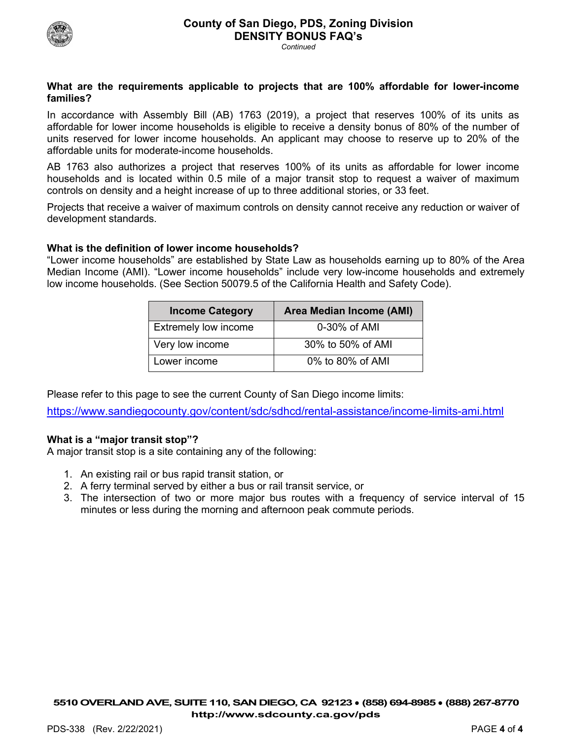**What are the requirements applicable to projects that are 100% affordable for lower-income families?**

In accordance with Assembly Bill (AB) 1763 (2019), a project that reserves 100% of its units as affordable for lower income households is eligible to receive a density bonus of 80% of the number of units reserved for lower income households. An applicant may choose to reserve up to 20% of the affordable units for moderate-income households.

AB 1763 also authorizes a project that reserves 100% of its units as affordable for lower income households and is located within 0.5 mile of a major transit stop to request a waiver of maximum controls on density and a height increase of up to three additional stories, or 33 feet.

Projects that receive a waiver of maximum controls on density cannot receive any reduction or waiver of development standards.

**What is the definition of lower income households?**

"Lower income households" are established by State Law as households earning up to 80% of the Area Median Income (AMI). "Lower income households" include very low-income households and extremely low income households. (See Section 50079.5 of the California Health and Safety Code).

| Income Category | Area Median Income (AMI) |
|---|---|
| Extremely low income | 0-30% of AMI |
| Very low income | 30% to 50% of AMI |
| Lower income | 0% to 80% of AMI |

Please refer to this page to see the current County of San Diego income limits:

https://www.sandiegocounty.gov/content/sdc/sdhcd/rental-assistance/income-limits-ami.html

**What is a "major transit stop"?**

A major transit stop is a site containing any of the following:

1. An existing rail or bus rapid transit station, or
2. A ferry terminal served by either a bus or rail transit service, or
3. The intersection of two or more major bus routes with a frequency of service interval of 15 minutes or less during the morning and afternoon peak commute periods.